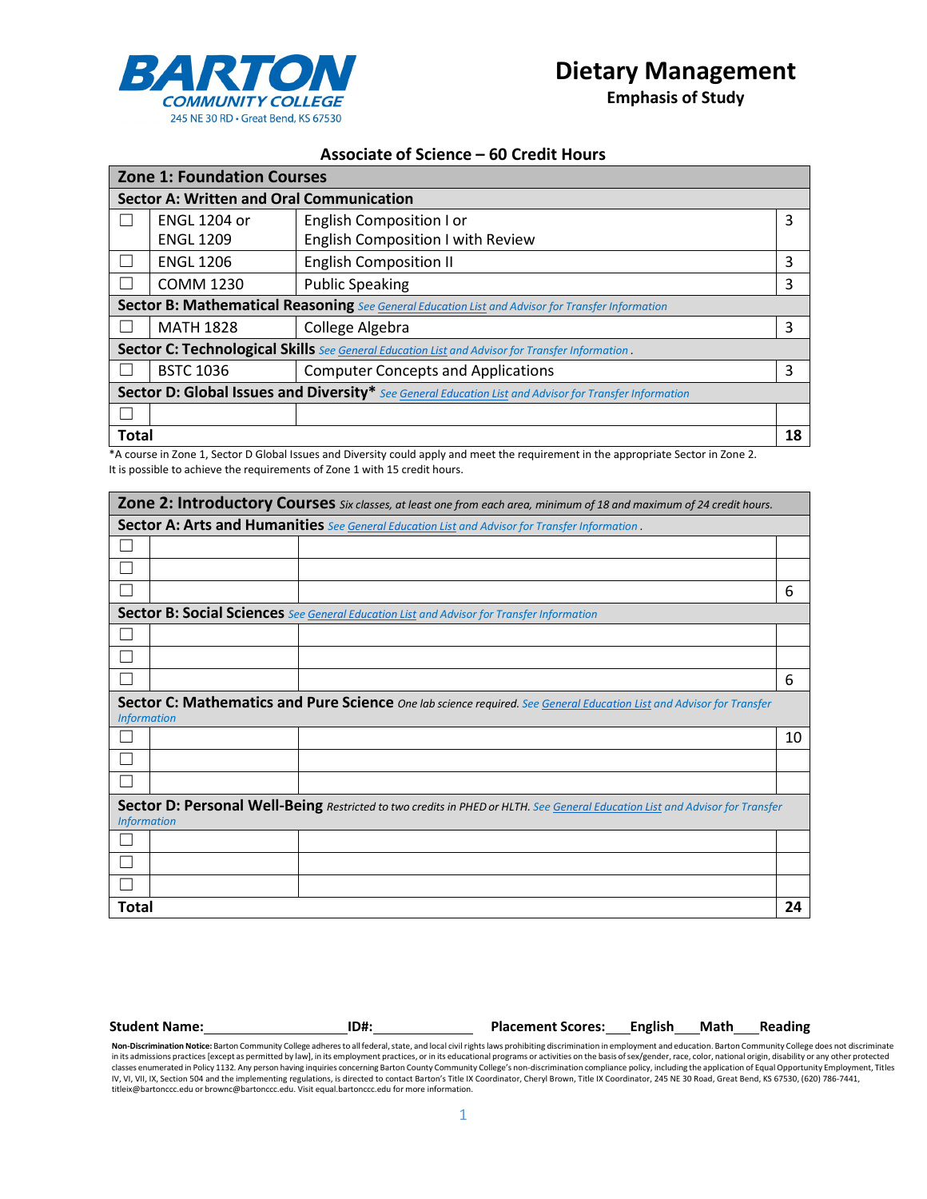BARTON COMMUNITY COLLEGE
245 NE 30 RD • Great Bend, KS 67530

# Dietary Management

**Emphasis of Study**

## Associate of Science – 60 Credit Hours

| | | | |
|---|---|---|---|
| **Zone 1: Foundation Courses** | | | |
| **Sector A: Written and Oral Communication** | | | |
| ☐ | ENGL 1204 or ENGL 1209 | English Composition I or English Composition I with Review | 3 |
| ☐ | ENGL 1206 | English Composition II | 3 |
| ☐ | COMM 1230 | Public Speaking | 3 |
| **Sector B: Mathematical Reasoning** *See General Education List and Advisor for Transfer Information* | | | |
| ☐ | MATH 1828 | College Algebra | 3 |
| **Sector C: Technological Skills** *See General Education List and Advisor for Transfer Information.* | | | |
| ☐ | BSTC 1036 | Computer Concepts and Applications | 3 |
| **Sector D: Global Issues and Diversity*** *See General Education List and Advisor for Transfer Information* | | | |
| ☐ | | | |
| **Total** | | | **18** |

*A course in Zone 1, Sector D Global Issues and Diversity could apply and meet the requirement in the appropriate Sector in Zone 2.
It is possible to achieve the requirements of Zone 1 with 15 credit hours.

| | | | |
|---|---|---|---|
| **Zone 2: Introductory Courses** *Six classes, at least one from each area, minimum of 18 and maximum of 24 credit hours.* | | | |
| **Sector A: Arts and Humanities** *See General Education List and Advisor for Transfer Information.* | | | |
| ☐ | | | |
| ☐ | | | |
| ☐ | | | 6 |
| **Sector B: Social Sciences** *See General Education List and Advisor for Transfer Information* | | | |
| ☐ | | | |
| ☐ | | | |
| ☐ | | | 6 |
| **Sector C: Mathematics and Pure Science** *One lab science required. See General Education List and Advisor for Transfer Information* | | | |
| ☐ | | | 10 |
| ☐ | | | |
| ☐ | | | |
| **Sector D: Personal Well-Being** *Restricted to two credits in PHED or HLTH. See General Education List and Advisor for Transfer Information* | | | |
| ☐ | | | |
| ☐ | | | |
| ☐ | | | |
| **Total** | | | **24** |

**Student Name:**\_\_\_\_\_\_\_\_\_\_\_\_\_\_\_\_\_\_\_\_ **ID#:**\_\_\_\_\_\_\_\_\_\_\_\_\_\_ **Placement Scores:**\_\_\_**English**\_\_\_**Math**\_\_\_**Reading**

**Non-Discrimination Notice:** Barton Community College adheres to all federal, state, and local civil rights laws prohibiting discrimination in employment and education. Barton Community College does not discriminate in its admissions practices [except as permitted by law], in its employment practices, or in its educational programs or activities on the basis of sex/gender, race, color, national origin, disability or any other protected classes enumerated in Policy 1132. Any person having inquiries concerning Barton County Community College's non-discrimination compliance policy, including the application of Equal Opportunity Employment, Titles IV, VI, VII, IX, Section 504 and the implementing regulations, is directed to contact Barton's Title IX Coordinator, Cheryl Brown, Title IX Coordinator, 245 NE 30 Road, Great Bend, KS 67530, (620) 786-7441, titleix@bartonccc.edu or brownc@bartonccc.edu. Visit equal.bartonccc.edu for more information.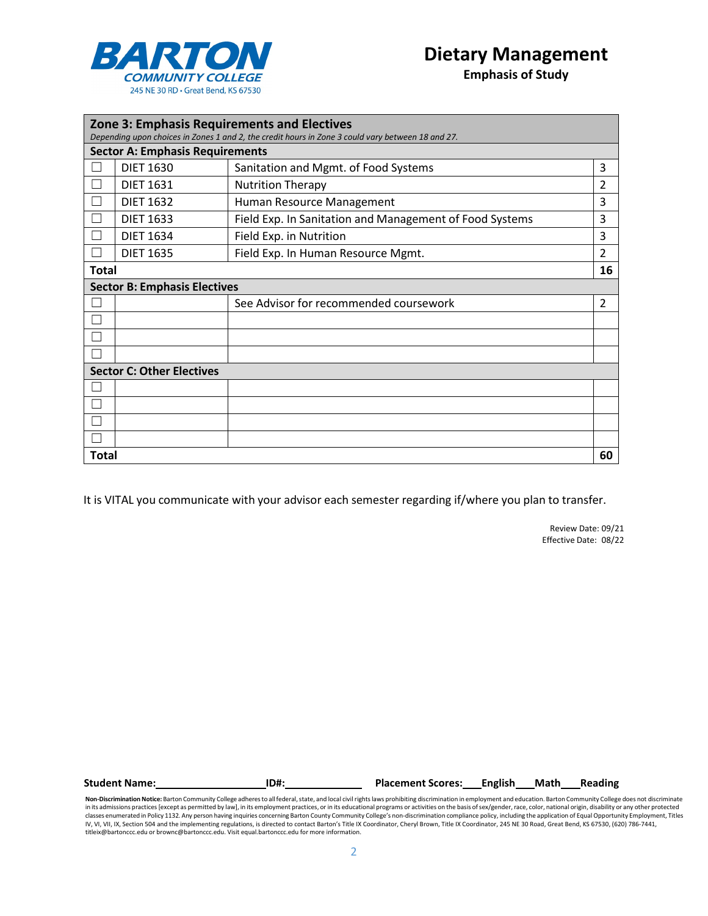**BARTON COMMUNITY COLLEGE**
245 NE 30 RD • Great Bend, KS 67530

# Dietary Management

**Emphasis of Study**

| | | | |
|---|---|---|---|
| **Zone 3: Emphasis Requirements and Electives** *Depending upon choices in Zones 1 and 2, the credit hours in Zone 3 could vary between 18 and 27.* | | | |
| **Sector A: Emphasis Requirements** | | | |
| ☐ | DIET 1630 | Sanitation and Mgmt. of Food Systems | 3 |
| ☐ | DIET 1631 | Nutrition Therapy | 2 |
| ☐ | DIET 1632 | Human Resource Management | 3 |
| ☐ | DIET 1633 | Field Exp. In Sanitation and Management of Food Systems | 3 |
| ☐ | DIET 1634 | Field Exp. in Nutrition | 3 |
| ☐ | DIET 1635 | Field Exp. In Human Resource Mgmt. | 2 |
| **Total** | | | **16** |
| **Sector B: Emphasis Electives** | | | |
| ☐ | | See Advisor for recommended coursework | 2 |
| ☐ | | | |
| ☐ | | | |
| ☐ | | | |
| **Sector C: Other Electives** | | | |
| ☐ | | | |
| ☐ | | | |
| ☐ | | | |
| ☐ | | | |
| **Total** | | | **60** |

It is VITAL you communicate with your advisor each semester regarding if/where you plan to transfer.

Review Date: 09/21
Effective Date: 08/22

**Student Name:**\_\_\_\_\_\_\_\_\_\_\_\_\_\_\_\_\_\_\_\_ **ID#:**\_\_\_\_\_\_\_\_\_\_\_\_\_\_ **Placement Scores:**\_\_\_**English**\_\_\_**Math**\_\_\_**Reading**

**Non-Discrimination Notice:** Barton Community College adheres to all federal, state, and local civil rights laws prohibiting discrimination in employment and education. Barton Community College does not discriminate in its admissions practices [except as permitted by law], in its employment practices, or in its educational programs or activities on the basis of sex/gender, race, color, national origin, disability or any other protected classes enumerated in Policy 1132. Any person having inquiries concerning Barton County Community College's non-discrimination compliance policy, including the application of Equal Opportunity Employment, Titles IV, VI, VII, IX, Section 504 and the implementing regulations, is directed to contact Barton's Title IX Coordinator, Cheryl Brown, Title IX Coordinator, 245 NE 30 Road, Great Bend, KS 67530, (620) 786-7441, titleix@bartonccc.edu or brownc@bartonccc.edu. Visit equal.bartonccc.edu for more information.